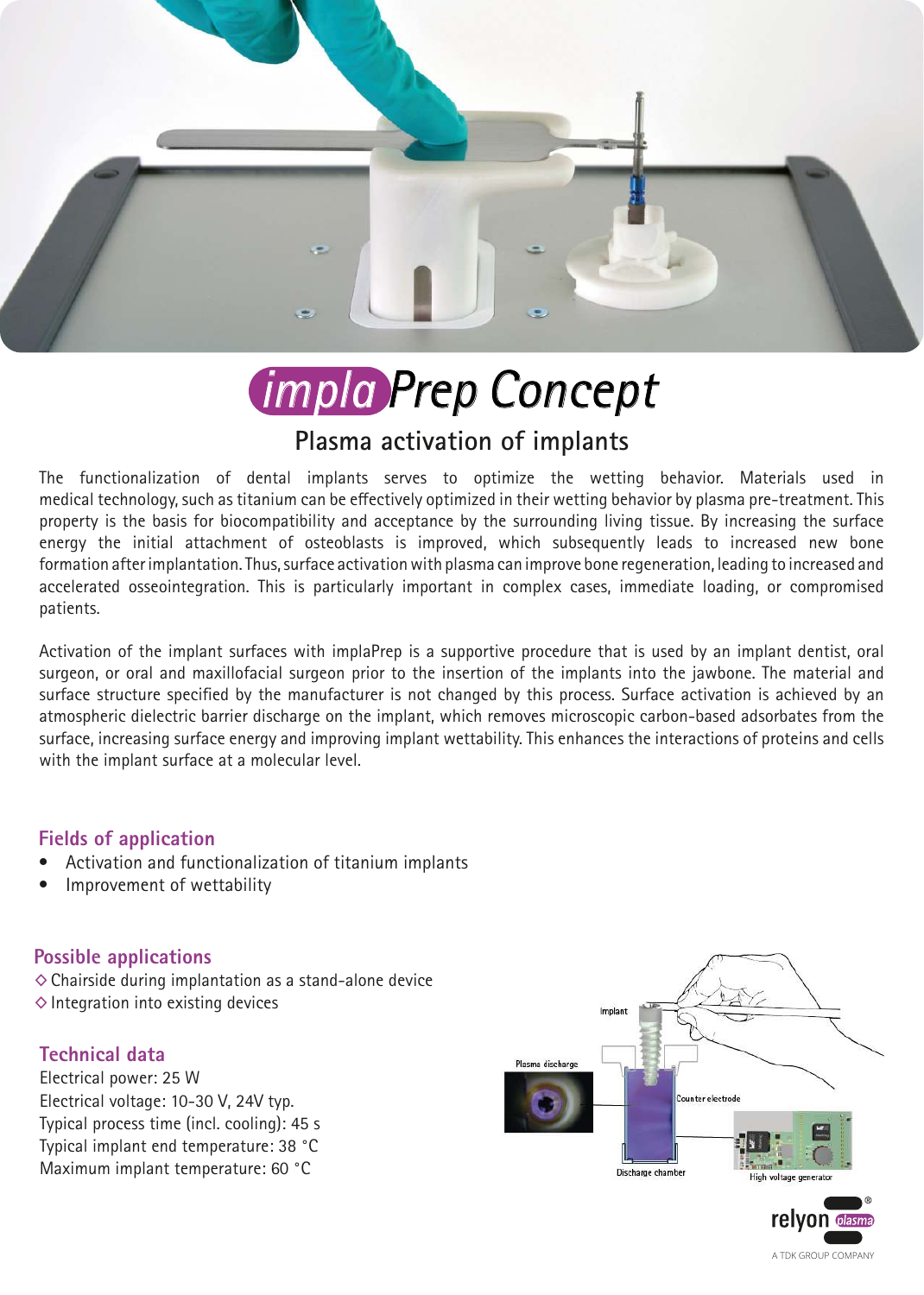# implaPrep Concept

## Plasma activation of implants

The functionalization of dental implants serves to optimize the wetting behavior. Materials used in medical technology, such as titanium can be effectively optimized in their wetting behavior by plasma pre-treatment. This property is the basis for biocompatibility and acceptance by the surrounding living tissue. By increasing the surface energy the initial attachment of osteoblasts is improved, which subsequently leads to increased new bone formation after implantation. Thus, surface activation with plasma can improve bone regeneration, leading to increased and accelerated osseointegration. This is particularly important in complex cases, immediate loading, or compromised patients.

Activation of the implant surfaces with implaPrep is a supportive procedure that is used by an implant dentist, oral surgeon, or oral and maxillofacial surgeon prior to the insertion of the implants into the jawbone. The material and surface structure specified by the manufacturer is not changed by this process. Surface activation is achieved by an atmospheric dielectric barrier discharge on the implant, which removes microscopic carbon-based adsorbates from the surface, increasing surface energy and improving implant wettability. This enhances the interactions of proteins and cells with the implant surface at a molecular level.

### Fields of application

- Activation and functionalization of titanium implants
- Improvement of wettability

### Possible applications

◇ Chairside during implantation as a stand-alone device
◇ Integration into existing devices

### Technical data

Electrical power: 25 W
Electrical voltage: 10-30 V, 24V typ.
Typical process time (incl. cooling): 45 s
Typical implant end temperature: 38 °C
Maximum implant temperature: 60 °C

Implant
Plasma discharge
Counter electrode
Discharge chamber
High voltage generator

relyon plasma
A TDK GROUP COMPANY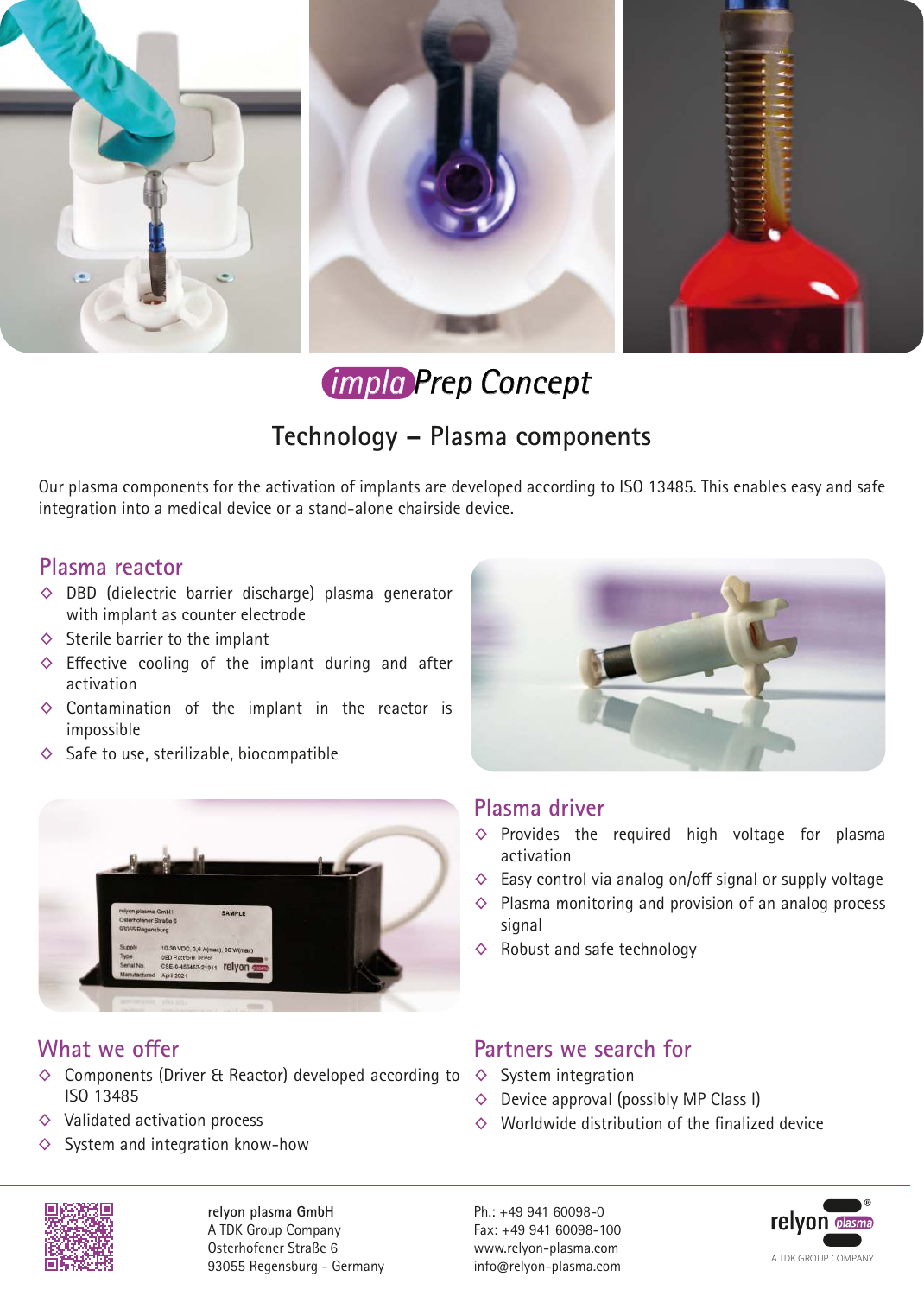# *impla* Prep Concept

## Technology – Plasma components

Our plasma components for the activation of implants are developed according to ISO 13485. This enables easy and safe integration into a medical device or a stand-alone chairside device.

### Plasma reactor

- DBD (dielectric barrier discharge) plasma generator with implant as counter electrode
- Sterile barrier to the implant
- Effective cooling of the implant during and after activation
- Contamination of the implant in the reactor is impossible
- Safe to use, sterilizable, biocompatible

### Plasma driver

- Provides the required high voltage for plasma activation
- Easy control via analog on/off signal or supply voltage
- Plasma monitoring and provision of an analog process signal
- Robust and safe technology

### What we offer

- Components (Driver & Reactor) developed according to ISO 13485
- Validated activation process
- System and integration know-how

### Partners we search for

- System integration
- Device approval (possibly MP Class I)
- Worldwide distribution of the finalized device

**relyon plasma GmbH**
A TDK Group Company
Osterhofener Straße 6
93055 Regensburg - Germany

Ph.: +49 941 60098-0
Fax: +49 941 60098-100
www.relyon-plasma.com
info@relyon-plasma.com

relyon plasma
A TDK GROUP COMPANY